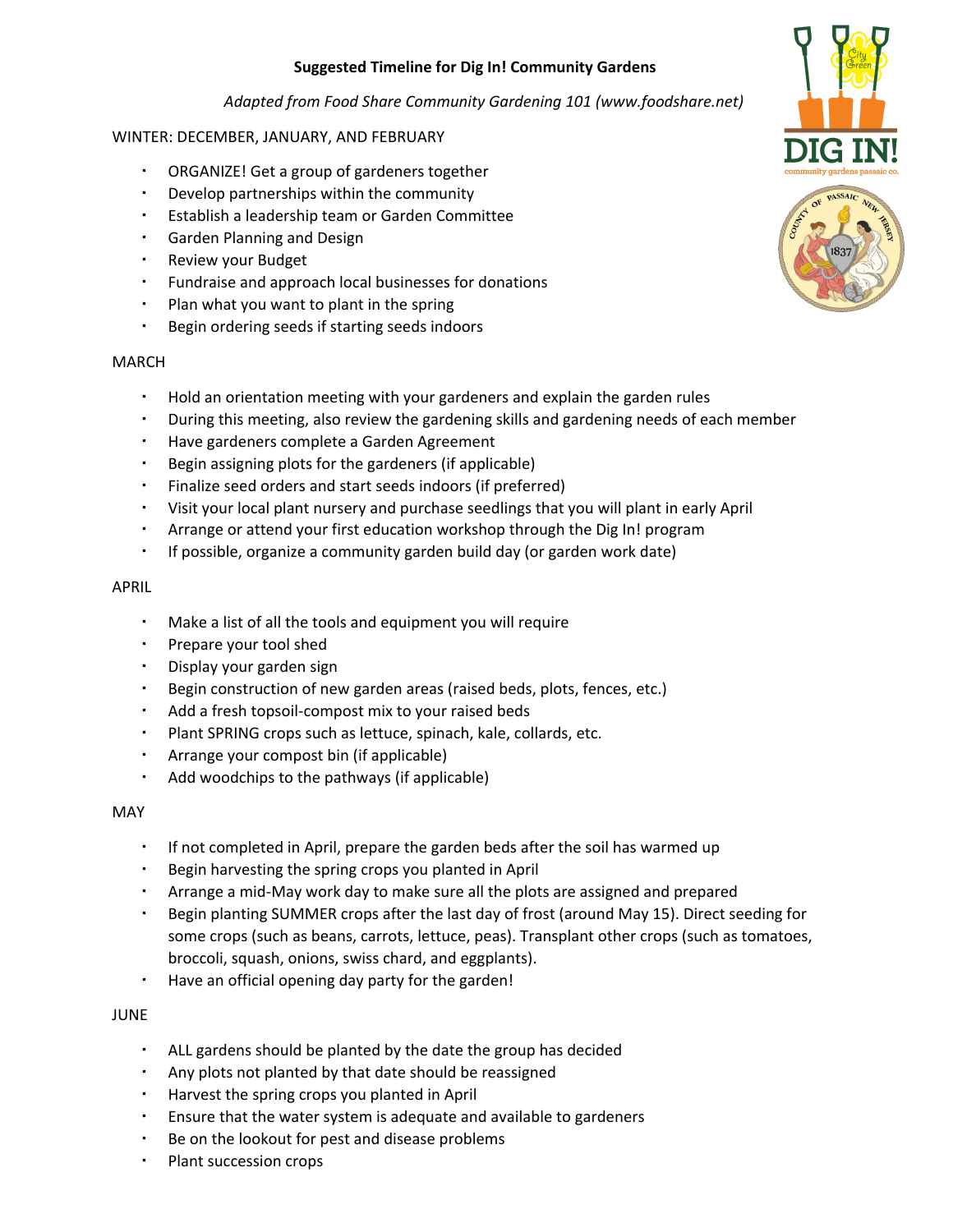# Suggested Timeline for Dig In! Community Gardens

*Adapted from Food Share Community Gardening 101 (www.foodshare.net)*

## WINTER: DECEMBER, JANUARY, AND FEBRUARY

- ORGANIZE! Get a group of gardeners together
- Develop partnerships within the community
- Establish a leadership team or Garden Committee
- Garden Planning and Design
- Review your Budget
- Fundraise and approach local businesses for donations
- Plan what you want to plant in the spring
- Begin ordering seeds if starting seeds indoors

## MARCH

- Hold an orientation meeting with your gardeners and explain the garden rules
- During this meeting, also review the gardening skills and gardening needs of each member
- Have gardeners complete a Garden Agreement
- Begin assigning plots for the gardeners (if applicable)
- Finalize seed orders and start seeds indoors (if preferred)
- Visit your local plant nursery and purchase seedlings that you will plant in early April
- Arrange or attend your first education workshop through the Dig In! program
- If possible, organize a community garden build day (or garden work date)

## APRIL

- Make a list of all the tools and equipment you will require
- Prepare your tool shed
- Display your garden sign
- Begin construction of new garden areas (raised beds, plots, fences, etc.)
- Add a fresh topsoil-compost mix to your raised beds
- Plant SPRING crops such as lettuce, spinach, kale, collards, etc.
- Arrange your compost bin (if applicable)
- Add woodchips to the pathways (if applicable)

## MAY

- If not completed in April, prepare the garden beds after the soil has warmed up
- Begin harvesting the spring crops you planted in April
- Arrange a mid-May work day to make sure all the plots are assigned and prepared
- Begin planting SUMMER crops after the last day of frost (around May 15). Direct seeding for some crops (such as beans, carrots, lettuce, peas). Transplant other crops (such as tomatoes, broccoli, squash, onions, swiss chard, and eggplants).
- Have an official opening day party for the garden!

## JUNE

- ALL gardens should be planted by the date the group has decided
- Any plots not planted by that date should be reassigned
- Harvest the spring crops you planted in April
- Ensure that the water system is adequate and available to gardeners
- Be on the lookout for pest and disease problems
- Plant succession crops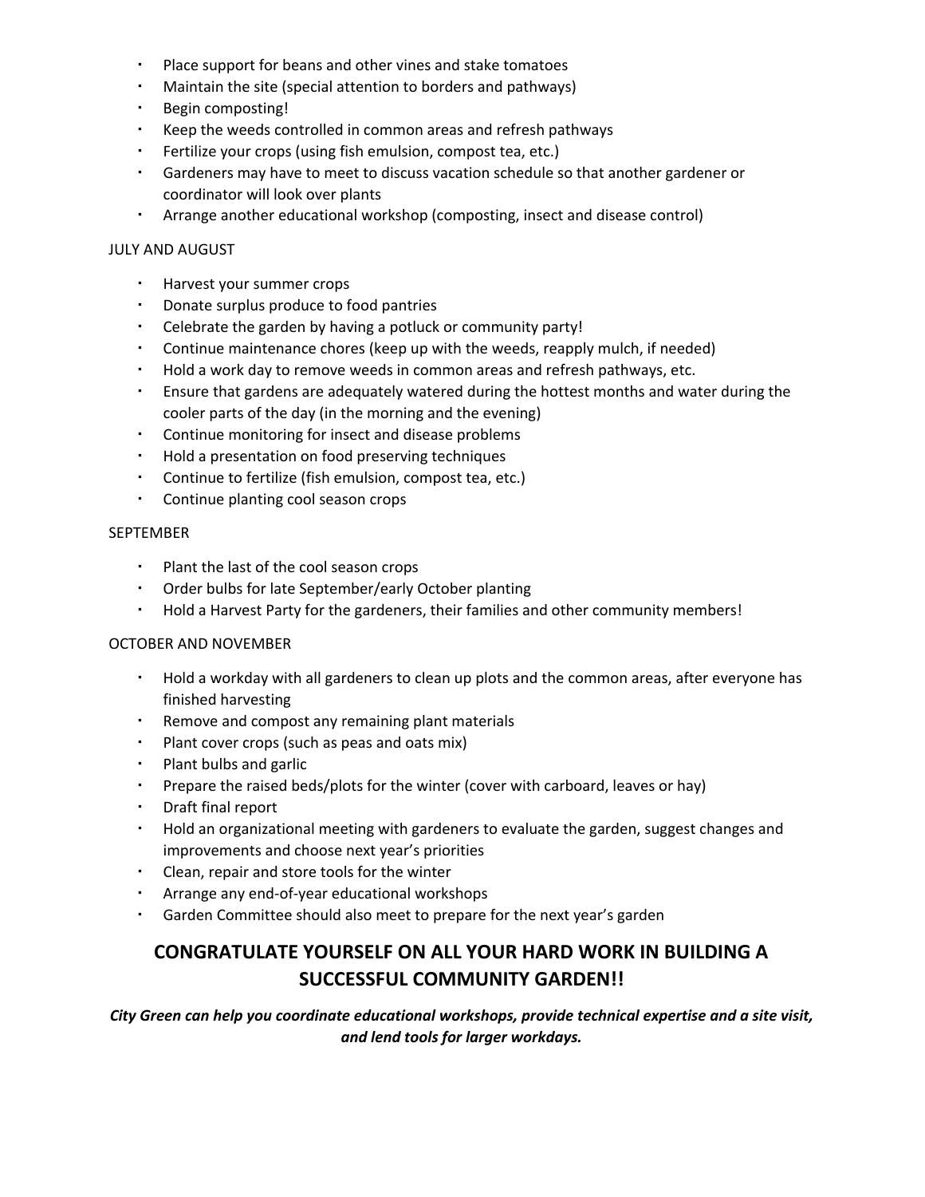- Place support for beans and other vines and stake tomatoes
- Maintain the site (special attention to borders and pathways)
- Begin composting!
- Keep the weeds controlled in common areas and refresh pathways
- Fertilize your crops (using fish emulsion, compost tea, etc.)
- Gardeners may have to meet to discuss vacation schedule so that another gardener or coordinator will look over plants
- Arrange another educational workshop (composting, insect and disease control)

JULY AND AUGUST

- Harvest your summer crops
- Donate surplus produce to food pantries
- Celebrate the garden by having a potluck or community party!
- Continue maintenance chores (keep up with the weeds, reapply mulch, if needed)
- Hold a work day to remove weeds in common areas and refresh pathways, etc.
- Ensure that gardens are adequately watered during the hottest months and water during the cooler parts of the day (in the morning and the evening)
- Continue monitoring for insect and disease problems
- Hold a presentation on food preserving techniques
- Continue to fertilize (fish emulsion, compost tea, etc.)
- Continue planting cool season crops

SEPTEMBER

- Plant the last of the cool season crops
- Order bulbs for late September/early October planting
- Hold a Harvest Party for the gardeners, their families and other community members!

OCTOBER AND NOVEMBER

- Hold a workday with all gardeners to clean up plots and the common areas, after everyone has finished harvesting
- Remove and compost any remaining plant materials
- Plant cover crops (such as peas and oats mix)
- Plant bulbs and garlic
- Prepare the raised beds/plots for the winter (cover with carboard, leaves or hay)
- Draft final report
- Hold an organizational meeting with gardeners to evaluate the garden, suggest changes and improvements and choose next year's priorities
- Clean, repair and store tools for the winter
- Arrange any end-of-year educational workshops
- Garden Committee should also meet to prepare for the next year's garden

## CONGRATULATE YOURSELF ON ALL YOUR HARD WORK IN BUILDING A SUCCESSFUL COMMUNITY GARDEN!!

***City Green can help you coordinate educational workshops, provide technical expertise and a site visit, and lend tools for larger workdays.***